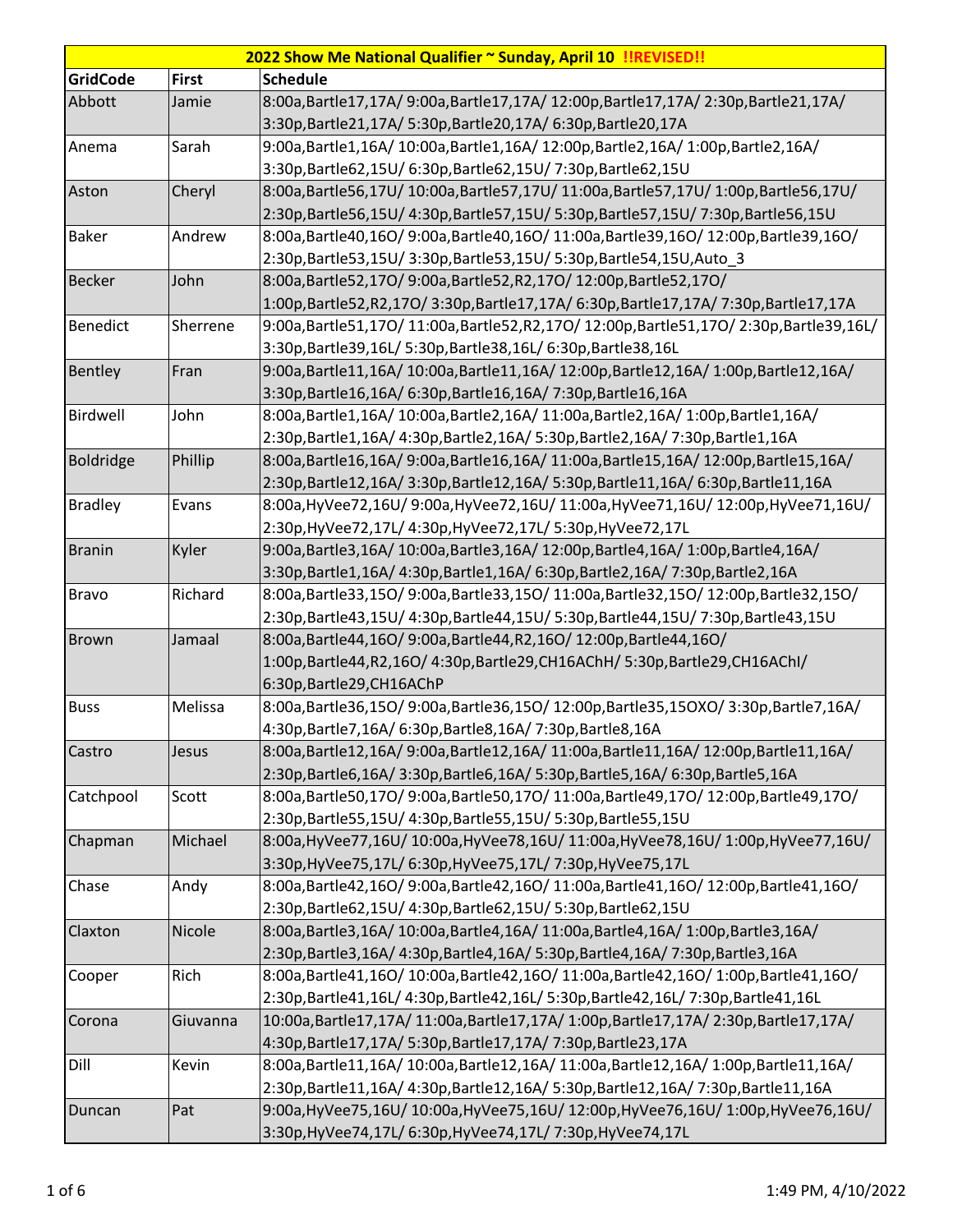| 2022 Show Me National Qualifier ~ Sunday, April 10 !!REVISED!! | | |
|---|---|---|
| **GridCode** | **First** | **Schedule** |
| Abbott | Jamie | 8:00a,Bartle17,17A/ 9:00a,Bartle17,17A/ 12:00p,Bartle17,17A/ 2:30p,Bartle21,17A/ 3:30p,Bartle21,17A/ 5:30p,Bartle20,17A/ 6:30p,Bartle20,17A |
| Anema | Sarah | 9:00a,Bartle1,16A/ 10:00a,Bartle1,16A/ 12:00p,Bartle2,16A/ 1:00p,Bartle2,16A/ 3:30p,Bartle62,15U/ 6:30p,Bartle62,15U/ 7:30p,Bartle62,15U |
| Aston | Cheryl | 8:00a,Bartle56,17U/ 10:00a,Bartle57,17U/ 11:00a,Bartle57,17U/ 1:00p,Bartle56,17U/ 2:30p,Bartle56,15U/ 4:30p,Bartle57,15U/ 5:30p,Bartle57,15U/ 7:30p,Bartle56,15U |
| Baker | Andrew | 8:00a,Bartle40,16O/ 9:00a,Bartle40,16O/ 11:00a,Bartle39,16O/ 12:00p,Bartle39,16O/ 2:30p,Bartle53,15U/ 3:30p,Bartle53,15U/ 5:30p,Bartle54,15U,Auto_3 |
| Becker | John | 8:00a,Bartle52,17O/ 9:00a,Bartle52,R2,17O/ 12:00p,Bartle52,17O/ 1:00p,Bartle52,R2,17O/ 3:30p,Bartle17,17A/ 6:30p,Bartle17,17A/ 7:30p,Bartle17,17A |
| Benedict | Sherrene | 9:00a,Bartle51,17O/ 11:00a,Bartle52,R2,17O/ 12:00p,Bartle51,17O/ 2:30p,Bartle39,16L/ 3:30p,Bartle39,16L/ 5:30p,Bartle38,16L/ 6:30p,Bartle38,16L |
| Bentley | Fran | 9:00a,Bartle11,16A/ 10:00a,Bartle11,16A/ 12:00p,Bartle12,16A/ 1:00p,Bartle12,16A/ 3:30p,Bartle16,16A/ 6:30p,Bartle16,16A/ 7:30p,Bartle16,16A |
| Birdwell | John | 8:00a,Bartle1,16A/ 10:00a,Bartle2,16A/ 11:00a,Bartle2,16A/ 1:00p,Bartle1,16A/ 2:30p,Bartle1,16A/ 4:30p,Bartle2,16A/ 5:30p,Bartle2,16A/ 7:30p,Bartle1,16A |
| Boldridge | Phillip | 8:00a,Bartle16,16A/ 9:00a,Bartle16,16A/ 11:00a,Bartle15,16A/ 12:00p,Bartle15,16A/ 2:30p,Bartle12,16A/ 3:30p,Bartle12,16A/ 5:30p,Bartle11,16A/ 6:30p,Bartle11,16A |
| Bradley | Evans | 8:00a,HyVee72,16U/ 9:00a,HyVee72,16U/ 11:00a,HyVee71,16U/ 12:00p,HyVee71,16U/ 2:30p,HyVee72,17L/ 4:30p,HyVee72,17L/ 5:30p,HyVee72,17L |
| Branin | Kyler | 9:00a,Bartle3,16A/ 10:00a,Bartle3,16A/ 12:00p,Bartle4,16A/ 1:00p,Bartle4,16A/ 3:30p,Bartle1,16A/ 4:30p,Bartle1,16A/ 6:30p,Bartle2,16A/ 7:30p,Bartle2,16A |
| Bravo | Richard | 8:00a,Bartle33,15O/ 9:00a,Bartle33,15O/ 11:00a,Bartle32,15O/ 12:00p,Bartle32,15O/ 2:30p,Bartle43,15U/ 4:30p,Bartle44,15U/ 5:30p,Bartle44,15U/ 7:30p,Bartle43,15U |
| Brown | Jamaal | 8:00a,Bartle44,16O/ 9:00a,Bartle44,R2,16O/ 12:00p,Bartle44,16O/ 1:00p,Bartle44,R2,16O/ 4:30p,Bartle29,CH16AChH/ 5:30p,Bartle29,CH16AChI/ 6:30p,Bartle29,CH16AChP |
| Buss | Melissa | 8:00a,Bartle36,15O/ 9:00a,Bartle36,15O/ 12:00p,Bartle35,15OXO/ 3:30p,Bartle7,16A/ 4:30p,Bartle7,16A/ 6:30p,Bartle8,16A/ 7:30p,Bartle8,16A |
| Castro | Jesus | 8:00a,Bartle12,16A/ 9:00a,Bartle12,16A/ 11:00a,Bartle11,16A/ 12:00p,Bartle11,16A/ 2:30p,Bartle6,16A/ 3:30p,Bartle6,16A/ 5:30p,Bartle5,16A/ 6:30p,Bartle5,16A |
| Catchpool | Scott | 8:00a,Bartle50,17O/ 9:00a,Bartle50,17O/ 11:00a,Bartle49,17O/ 12:00p,Bartle49,17O/ 2:30p,Bartle55,15U/ 4:30p,Bartle55,15U/ 5:30p,Bartle55,15U |
| Chapman | Michael | 8:00a,HyVee77,16U/ 10:00a,HyVee78,16U/ 11:00a,HyVee78,16U/ 1:00p,HyVee77,16U/ 3:30p,HyVee75,17L/ 6:30p,HyVee75,17L/ 7:30p,HyVee75,17L |
| Chase | Andy | 8:00a,Bartle42,16O/ 9:00a,Bartle42,16O/ 11:00a,Bartle41,16O/ 12:00p,Bartle41,16O/ 2:30p,Bartle62,15U/ 4:30p,Bartle62,15U/ 5:30p,Bartle62,15U |
| Claxton | Nicole | 8:00a,Bartle3,16A/ 10:00a,Bartle4,16A/ 11:00a,Bartle4,16A/ 1:00p,Bartle3,16A/ 2:30p,Bartle3,16A/ 4:30p,Bartle4,16A/ 5:30p,Bartle4,16A/ 7:30p,Bartle3,16A |
| Cooper | Rich | 8:00a,Bartle41,16O/ 10:00a,Bartle42,16O/ 11:00a,Bartle42,16O/ 1:00p,Bartle41,16O/ 2:30p,Bartle41,16L/ 4:30p,Bartle42,16L/ 5:30p,Bartle42,16L/ 7:30p,Bartle41,16L |
| Corona | Giuvanna | 10:00a,Bartle17,17A/ 11:00a,Bartle17,17A/ 1:00p,Bartle17,17A/ 2:30p,Bartle17,17A/ 4:30p,Bartle17,17A/ 5:30p,Bartle17,17A/ 7:30p,Bartle23,17A |
| Dill | Kevin | 8:00a,Bartle11,16A/ 10:00a,Bartle12,16A/ 11:00a,Bartle12,16A/ 1:00p,Bartle11,16A/ 2:30p,Bartle11,16A/ 4:30p,Bartle12,16A/ 5:30p,Bartle12,16A/ 7:30p,Bartle11,16A |
| Duncan | Pat | 9:00a,HyVee75,16U/ 10:00a,HyVee75,16U/ 12:00p,HyVee76,16U/ 1:00p,HyVee76,16U/ 3:30p,HyVee74,17L/ 6:30p,HyVee74,17L/ 7:30p,HyVee74,17L |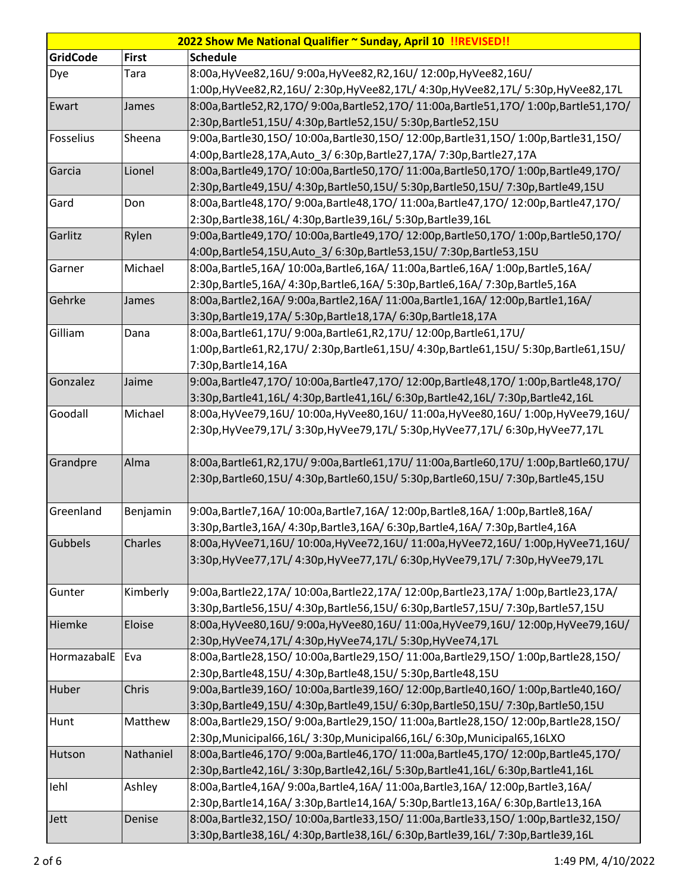| 2022 Show Me National Qualifier ~ Sunday, April 10 !!REVISED!! | | |
|---|---|---|
| **GridCode** | **First** | **Schedule** |
| Dye | Tara | 8:00a,HyVee82,16U/ 9:00a,HyVee82,R2,16U/ 12:00p,HyVee82,16U/ 1:00p,HyVee82,R2,16U/ 2:30p,HyVee82,17L/ 4:30p,HyVee82,17L/ 5:30p,HyVee82,17L |
| Ewart | James | 8:00a,Bartle52,R2,17O/ 9:00a,Bartle52,17O/ 11:00a,Bartle51,17O/ 1:00p,Bartle51,17O/ 2:30p,Bartle51,15U/ 4:30p,Bartle52,15U/ 5:30p,Bartle52,15U |
| Fosselius | Sheena | 9:00a,Bartle30,15O/ 10:00a,Bartle30,15O/ 12:00p,Bartle31,15O/ 1:00p,Bartle31,15O/ 4:00p,Bartle28,17A,Auto_3/ 6:30p,Bartle27,17A/ 7:30p,Bartle27,17A |
| Garcia | Lionel | 8:00a,Bartle49,17O/ 10:00a,Bartle50,17O/ 11:00a,Bartle50,17O/ 1:00p,Bartle49,17O/ 2:30p,Bartle49,15U/ 4:30p,Bartle50,15U/ 5:30p,Bartle50,15U/ 7:30p,Bartle49,15U |
| Gard | Don | 8:00a,Bartle48,17O/ 9:00a,Bartle48,17O/ 11:00a,Bartle47,17O/ 12:00p,Bartle47,17O/ 2:30p,Bartle38,16L/ 4:30p,Bartle39,16L/ 5:30p,Bartle39,16L |
| Garlitz | Rylen | 9:00a,Bartle49,17O/ 10:00a,Bartle49,17O/ 12:00p,Bartle50,17O/ 1:00p,Bartle50,17O/ 4:00p,Bartle54,15U,Auto_3/ 6:30p,Bartle53,15U/ 7:30p,Bartle53,15U |
| Garner | Michael | 8:00a,Bartle5,16A/ 10:00a,Bartle6,16A/ 11:00a,Bartle6,16A/ 1:00p,Bartle5,16A/ 2:30p,Bartle5,16A/ 4:30p,Bartle6,16A/ 5:30p,Bartle6,16A/ 7:30p,Bartle5,16A |
| Gehrke | James | 8:00a,Bartle2,16A/ 9:00a,Bartle2,16A/ 11:00a,Bartle1,16A/ 12:00p,Bartle1,16A/ 3:30p,Bartle19,17A/ 5:30p,Bartle18,17A/ 6:30p,Bartle18,17A |
| Gilliam | Dana | 8:00a,Bartle61,17U/ 9:00a,Bartle61,R2,17U/ 12:00p,Bartle61,17U/ 1:00p,Bartle61,R2,17U/ 2:30p,Bartle61,15U/ 4:30p,Bartle61,15U/ 5:30p,Bartle61,15U/ 7:30p,Bartle14,16A |
| Gonzalez | Jaime | 9:00a,Bartle47,17O/ 10:00a,Bartle47,17O/ 12:00p,Bartle48,17O/ 1:00p,Bartle48,17O/ 3:30p,Bartle41,16L/ 4:30p,Bartle41,16L/ 6:30p,Bartle42,16L/ 7:30p,Bartle42,16L |
| Goodall | Michael | 8:00a,HyVee79,16U/ 10:00a,HyVee80,16U/ 11:00a,HyVee80,16U/ 1:00p,HyVee79,16U/ 2:30p,HyVee79,17L/ 3:30p,HyVee79,17L/ 5:30p,HyVee77,17L/ 6:30p,HyVee77,17L |
| Grandpre | Alma | 8:00a,Bartle61,R2,17U/ 9:00a,Bartle61,17U/ 11:00a,Bartle60,17U/ 1:00p,Bartle60,17U/ 2:30p,Bartle60,15U/ 4:30p,Bartle60,15U/ 5:30p,Bartle60,15U/ 7:30p,Bartle45,15U |
| Greenland | Benjamin | 9:00a,Bartle7,16A/ 10:00a,Bartle7,16A/ 12:00p,Bartle8,16A/ 1:00p,Bartle8,16A/ 3:30p,Bartle3,16A/ 4:30p,Bartle3,16A/ 6:30p,Bartle4,16A/ 7:30p,Bartle4,16A |
| Gubbels | Charles | 8:00a,HyVee71,16U/ 10:00a,HyVee72,16U/ 11:00a,HyVee72,16U/ 1:00p,HyVee71,16U/ 3:30p,HyVee77,17L/ 4:30p,HyVee77,17L/ 6:30p,HyVee79,17L/ 7:30p,HyVee79,17L |
| Gunter | Kimberly | 9:00a,Bartle22,17A/ 10:00a,Bartle22,17A/ 12:00p,Bartle23,17A/ 1:00p,Bartle23,17A/ 3:30p,Bartle56,15U/ 4:30p,Bartle56,15U/ 6:30p,Bartle57,15U/ 7:30p,Bartle57,15U |
| Hiemke | Eloise | 8:00a,HyVee80,16U/ 9:00a,HyVee80,16U/ 11:00a,HyVee79,16U/ 12:00p,HyVee79,16U/ 2:30p,HyVee74,17L/ 4:30p,HyVee74,17L/ 5:30p,HyVee74,17L |
| HormazabalE | Eva | 8:00a,Bartle28,15O/ 10:00a,Bartle29,15O/ 11:00a,Bartle29,15O/ 1:00p,Bartle28,15O/ 2:30p,Bartle48,15U/ 4:30p,Bartle48,15U/ 5:30p,Bartle48,15U |
| Huber | Chris | 9:00a,Bartle39,16O/ 10:00a,Bartle39,16O/ 12:00p,Bartle40,16O/ 1:00p,Bartle40,16O/ 3:30p,Bartle49,15U/ 4:30p,Bartle49,15U/ 6:30p,Bartle50,15U/ 7:30p,Bartle50,15U |
| Hunt | Matthew | 8:00a,Bartle29,15O/ 9:00a,Bartle29,15O/ 11:00a,Bartle28,15O/ 12:00p,Bartle28,15O/ 2:30p,Municipal66,16L/ 3:30p,Municipal66,16L/ 6:30p,Municipal65,16LXO |
| Hutson | Nathaniel | 8:00a,Bartle46,17O/ 9:00a,Bartle46,17O/ 11:00a,Bartle45,17O/ 12:00p,Bartle45,17O/ 2:30p,Bartle42,16L/ 3:30p,Bartle42,16L/ 5:30p,Bartle41,16L/ 6:30p,Bartle41,16L |
| Iehl | Ashley | 8:00a,Bartle4,16A/ 9:00a,Bartle4,16A/ 11:00a,Bartle3,16A/ 12:00p,Bartle3,16A/ 2:30p,Bartle14,16A/ 3:30p,Bartle14,16A/ 5:30p,Bartle13,16A/ 6:30p,Bartle13,16A |
| Jett | Denise | 8:00a,Bartle32,15O/ 10:00a,Bartle33,15O/ 11:00a,Bartle33,15O/ 1:00p,Bartle32,15O/ 3:30p,Bartle38,16L/ 4:30p,Bartle38,16L/ 6:30p,Bartle39,16L/ 7:30p,Bartle39,16L |

1:49 PM, 4/10/2022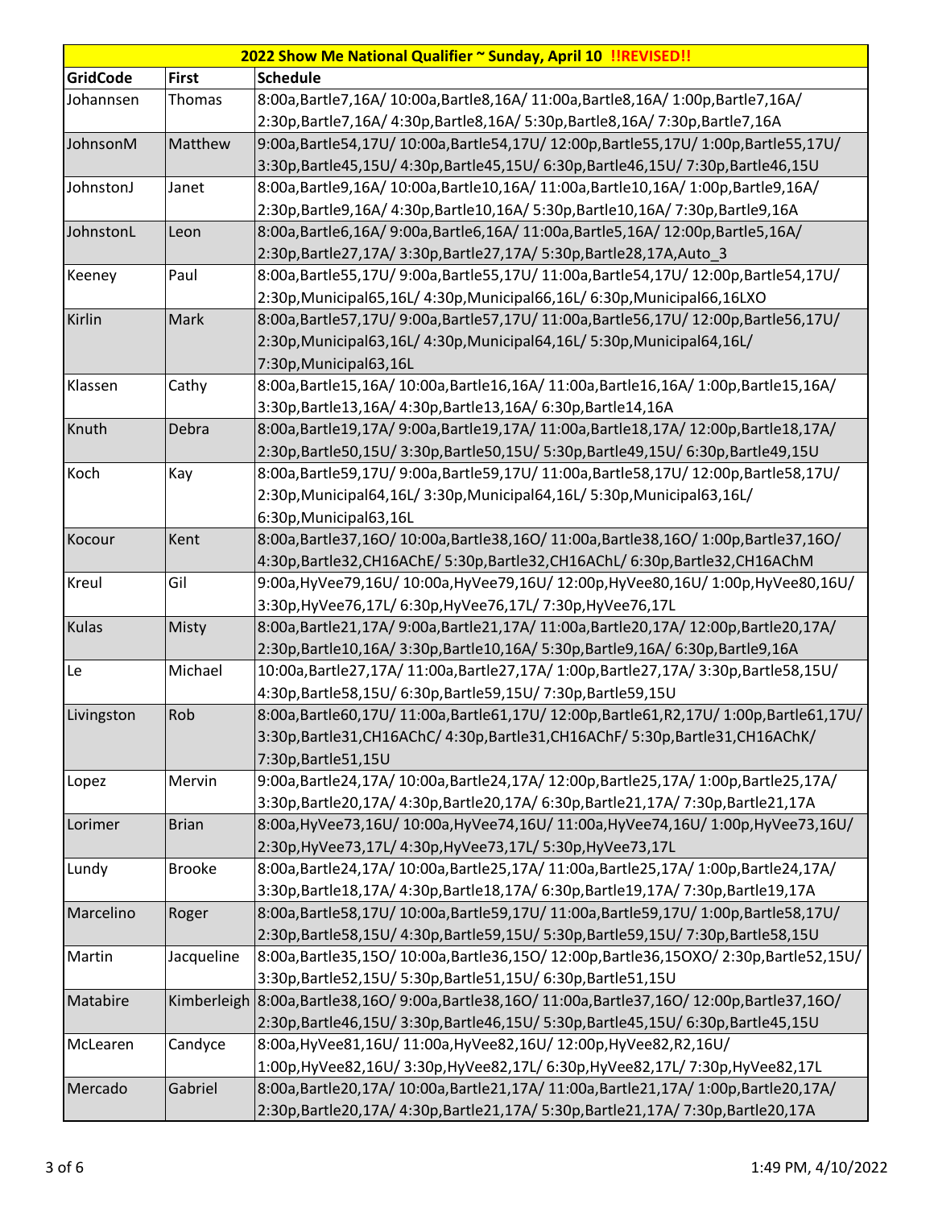| 2022 Show Me National Qualifier ~ Sunday, April 10 !!REVISED!! | | |
|---|---|---|
| **GridCode** | **First** | **Schedule** |
| Johannsen | Thomas | 8:00a,Bartle7,16A/ 10:00a,Bartle8,16A/ 11:00a,Bartle8,16A/ 1:00p,Bartle7,16A/ 2:30p,Bartle7,16A/ 4:30p,Bartle8,16A/ 5:30p,Bartle8,16A/ 7:30p,Bartle7,16A |
| JohnsonM | Matthew | 9:00a,Bartle54,17U/ 10:00a,Bartle54,17U/ 12:00p,Bartle55,17U/ 1:00p,Bartle55,17U/ 3:30p,Bartle45,15U/ 4:30p,Bartle45,15U/ 6:30p,Bartle46,15U/ 7:30p,Bartle46,15U |
| JohnstonJ | Janet | 8:00a,Bartle9,16A/ 10:00a,Bartle10,16A/ 11:00a,Bartle10,16A/ 1:00p,Bartle9,16A/ 2:30p,Bartle9,16A/ 4:30p,Bartle10,16A/ 5:30p,Bartle10,16A/ 7:30p,Bartle9,16A |
| JohnstonL | Leon | 8:00a,Bartle6,16A/ 9:00a,Bartle6,16A/ 11:00a,Bartle5,16A/ 12:00p,Bartle5,16A/ 2:30p,Bartle27,17A/ 3:30p,Bartle27,17A/ 5:30p,Bartle28,17A,Auto_3 |
| Keeney | Paul | 8:00a,Bartle55,17U/ 9:00a,Bartle55,17U/ 11:00a,Bartle54,17U/ 12:00p,Bartle54,17U/ 2:30p,Municipal65,16L/ 4:30p,Municipal66,16L/ 6:30p,Municipal66,16LXO |
| Kirlin | Mark | 8:00a,Bartle57,17U/ 9:00a,Bartle57,17U/ 11:00a,Bartle56,17U/ 12:00p,Bartle56,17U/ 2:30p,Municipal63,16L/ 4:30p,Municipal64,16L/ 5:30p,Municipal64,16L/ 7:30p,Municipal63,16L |
| Klassen | Cathy | 8:00a,Bartle15,16A/ 10:00a,Bartle16,16A/ 11:00a,Bartle16,16A/ 1:00p,Bartle15,16A/ 3:30p,Bartle13,16A/ 4:30p,Bartle13,16A/ 6:30p,Bartle14,16A |
| Knuth | Debra | 8:00a,Bartle19,17A/ 9:00a,Bartle19,17A/ 11:00a,Bartle18,17A/ 12:00p,Bartle18,17A/ 2:30p,Bartle50,15U/ 3:30p,Bartle50,15U/ 5:30p,Bartle49,15U/ 6:30p,Bartle49,15U |
| Koch | Kay | 8:00a,Bartle59,17U/ 9:00a,Bartle59,17U/ 11:00a,Bartle58,17U/ 12:00p,Bartle58,17U/ 2:30p,Municipal64,16L/ 3:30p,Municipal64,16L/ 5:30p,Municipal63,16L/ 6:30p,Municipal63,16L |
| Kocour | Kent | 8:00a,Bartle37,16O/ 10:00a,Bartle38,16O/ 11:00a,Bartle38,16O/ 1:00p,Bartle37,16O/ 4:30p,Bartle32,CH16AChE/ 5:30p,Bartle32,CH16AChL/ 6:30p,Bartle32,CH16AChM |
| Kreul | Gil | 9:00a,HyVee79,16U/ 10:00a,HyVee79,16U/ 12:00p,HyVee80,16U/ 1:00p,HyVee80,16U/ 3:30p,HyVee76,17L/ 6:30p,HyVee76,17L/ 7:30p,HyVee76,17L |
| Kulas | Misty | 8:00a,Bartle21,17A/ 9:00a,Bartle21,17A/ 11:00a,Bartle20,17A/ 12:00p,Bartle20,17A/ 2:30p,Bartle10,16A/ 3:30p,Bartle10,16A/ 5:30p,Bartle9,16A/ 6:30p,Bartle9,16A |
| Le | Michael | 10:00a,Bartle27,17A/ 11:00a,Bartle27,17A/ 1:00p,Bartle27,17A/ 3:30p,Bartle58,15U/ 4:30p,Bartle58,15U/ 6:30p,Bartle59,15U/ 7:30p,Bartle59,15U |
| Livingston | Rob | 8:00a,Bartle60,17U/ 11:00a,Bartle61,17U/ 12:00p,Bartle61,R2,17U/ 1:00p,Bartle61,17U/ 3:30p,Bartle31,CH16AChC/ 4:30p,Bartle31,CH16AChF/ 5:30p,Bartle31,CH16AChK/ 7:30p,Bartle51,15U |
| Lopez | Mervin | 9:00a,Bartle24,17A/ 10:00a,Bartle24,17A/ 12:00p,Bartle25,17A/ 1:00p,Bartle25,17A/ 3:30p,Bartle20,17A/ 4:30p,Bartle20,17A/ 6:30p,Bartle21,17A/ 7:30p,Bartle21,17A |
| Lorimer | Brian | 8:00a,HyVee73,16U/ 10:00a,HyVee74,16U/ 11:00a,HyVee74,16U/ 1:00p,HyVee73,16U/ 2:30p,HyVee73,17L/ 4:30p,HyVee73,17L/ 5:30p,HyVee73,17L |
| Lundy | Brooke | 8:00a,Bartle24,17A/ 10:00a,Bartle25,17A/ 11:00a,Bartle25,17A/ 1:00p,Bartle24,17A/ 3:30p,Bartle18,17A/ 4:30p,Bartle18,17A/ 6:30p,Bartle19,17A/ 7:30p,Bartle19,17A |
| Marcelino | Roger | 8:00a,Bartle58,17U/ 10:00a,Bartle59,17U/ 11:00a,Bartle59,17U/ 1:00p,Bartle58,17U/ 2:30p,Bartle58,15U/ 4:30p,Bartle59,15U/ 5:30p,Bartle59,15U/ 7:30p,Bartle58,15U |
| Martin | Jacqueline | 8:00a,Bartle35,15O/ 10:00a,Bartle36,15O/ 12:00p,Bartle36,15OXO/ 2:30p,Bartle52,15U/ 3:30p,Bartle52,15U/ 5:30p,Bartle51,15U/ 6:30p,Bartle51,15U |
| Matabire | Kimberleigh | 8:00a,Bartle38,16O/ 9:00a,Bartle38,16O/ 11:00a,Bartle37,16O/ 12:00p,Bartle37,16O/ 2:30p,Bartle46,15U/ 3:30p,Bartle46,15U/ 5:30p,Bartle45,15U/ 6:30p,Bartle45,15U |
| McLearen | Candyce | 8:00a,HyVee81,16U/ 11:00a,HyVee82,16U/ 12:00p,HyVee82,R2,16U/ 1:00p,HyVee82,16U/ 3:30p,HyVee82,17L/ 6:30p,HyVee82,17L/ 7:30p,HyVee82,17L |
| Mercado | Gabriel | 8:00a,Bartle20,17A/ 10:00a,Bartle21,17A/ 11:00a,Bartle21,17A/ 1:00p,Bartle20,17A/ 2:30p,Bartle20,17A/ 4:30p,Bartle21,17A/ 5:30p,Bartle21,17A/ 7:30p,Bartle20,17A |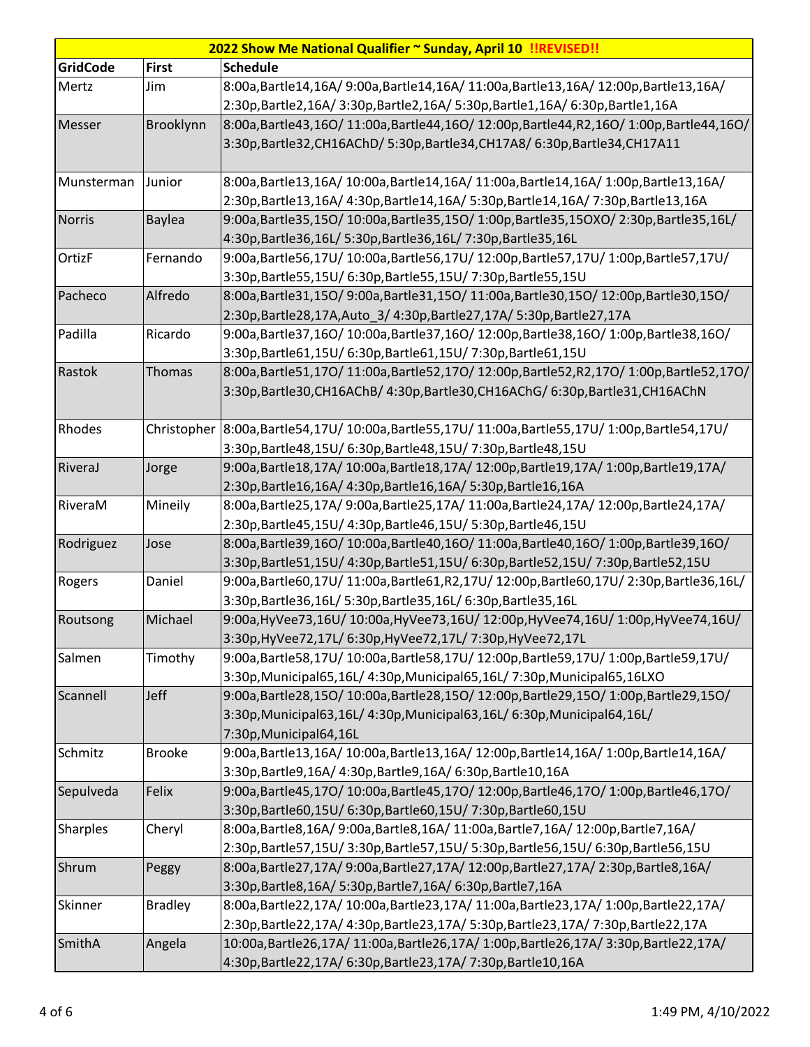| 2022 Show Me National Qualifier ~ Sunday, April 10 !!REVISED!! | | |
|---|---|---|
| **GridCode** | **First** | **Schedule** |
| Mertz | Jim | 8:00a,Bartle14,16A/ 9:00a,Bartle14,16A/ 11:00a,Bartle13,16A/ 12:00p,Bartle13,16A/ 2:30p,Bartle2,16A/ 3:30p,Bartle2,16A/ 5:30p,Bartle1,16A/ 6:30p,Bartle1,16A |
| Messer | Brooklynn | 8:00a,Bartle43,16O/ 11:00a,Bartle44,16O/ 12:00p,Bartle44,R2,16O/ 1:00p,Bartle44,16O/ 3:30p,Bartle32,CH16AChD/ 5:30p,Bartle34,CH17A8/ 6:30p,Bartle34,CH17A11 |
| Munsterman | Junior | 8:00a,Bartle13,16A/ 10:00a,Bartle14,16A/ 11:00a,Bartle14,16A/ 1:00p,Bartle13,16A/ 2:30p,Bartle13,16A/ 4:30p,Bartle14,16A/ 5:30p,Bartle14,16A/ 7:30p,Bartle13,16A |
| Norris | Baylea | 9:00a,Bartle35,15O/ 10:00a,Bartle35,15O/ 1:00p,Bartle35,15OXO/ 2:30p,Bartle35,16L/ 4:30p,Bartle36,16L/ 5:30p,Bartle36,16L/ 7:30p,Bartle35,16L |
| OrtizF | Fernando | 9:00a,Bartle56,17U/ 10:00a,Bartle56,17U/ 12:00p,Bartle57,17U/ 1:00p,Bartle57,17U/ 3:30p,Bartle55,15U/ 6:30p,Bartle55,15U/ 7:30p,Bartle55,15U |
| Pacheco | Alfredo | 8:00a,Bartle31,15O/ 9:00a,Bartle31,15O/ 11:00a,Bartle30,15O/ 12:00p,Bartle30,15O/ 2:30p,Bartle28,17A,Auto_3/ 4:30p,Bartle27,17A/ 5:30p,Bartle27,17A |
| Padilla | Ricardo | 9:00a,Bartle37,16O/ 10:00a,Bartle37,16O/ 12:00p,Bartle38,16O/ 1:00p,Bartle38,16O/ 3:30p,Bartle61,15U/ 6:30p,Bartle61,15U/ 7:30p,Bartle61,15U |
| Rastok | Thomas | 8:00a,Bartle51,17O/ 11:00a,Bartle52,17O/ 12:00p,Bartle52,R2,17O/ 1:00p,Bartle52,17O/ 3:30p,Bartle30,CH16AChB/ 4:30p,Bartle30,CH16AChG/ 6:30p,Bartle31,CH16AChN |
| Rhodes | Christopher | 8:00a,Bartle54,17U/ 10:00a,Bartle55,17U/ 11:00a,Bartle55,17U/ 1:00p,Bartle54,17U/ 3:30p,Bartle48,15U/ 6:30p,Bartle48,15U/ 7:30p,Bartle48,15U |
| RiveraJ | Jorge | 9:00a,Bartle18,17A/ 10:00a,Bartle18,17A/ 12:00p,Bartle19,17A/ 1:00p,Bartle19,17A/ 2:30p,Bartle16,16A/ 4:30p,Bartle16,16A/ 5:30p,Bartle16,16A |
| RiveraM | Mineily | 8:00a,Bartle25,17A/ 9:00a,Bartle25,17A/ 11:00a,Bartle24,17A/ 12:00p,Bartle24,17A/ 2:30p,Bartle45,15U/ 4:30p,Bartle46,15U/ 5:30p,Bartle46,15U |
| Rodriguez | Jose | 8:00a,Bartle39,16O/ 10:00a,Bartle40,16O/ 11:00a,Bartle40,16O/ 1:00p,Bartle39,16O/ 3:30p,Bartle51,15U/ 4:30p,Bartle51,15U/ 6:30p,Bartle52,15U/ 7:30p,Bartle52,15U |
| Rogers | Daniel | 9:00a,Bartle60,17U/ 11:00a,Bartle61,R2,17U/ 12:00p,Bartle60,17U/ 2:30p,Bartle36,16L/ 3:30p,Bartle36,16L/ 5:30p,Bartle35,16L/ 6:30p,Bartle35,16L |
| Routsong | Michael | 9:00a,HyVee73,16U/ 10:00a,HyVee73,16U/ 12:00p,HyVee74,16U/ 1:00p,HyVee74,16U/ 3:30p,HyVee72,17L/ 6:30p,HyVee72,17L/ 7:30p,HyVee72,17L |
| Salmen | Timothy | 9:00a,Bartle58,17U/ 10:00a,Bartle58,17U/ 12:00p,Bartle59,17U/ 1:00p,Bartle59,17U/ 3:30p,Municipal65,16L/ 4:30p,Municipal65,16L/ 7:30p,Municipal65,16LXO |
| Scannell | Jeff | 9:00a,Bartle28,15O/ 10:00a,Bartle28,15O/ 12:00p,Bartle29,15O/ 1:00p,Bartle29,15O/ 3:30p,Municipal63,16L/ 4:30p,Municipal63,16L/ 6:30p,Municipal64,16L/ 7:30p,Municipal64,16L |
| Schmitz | Brooke | 9:00a,Bartle13,16A/ 10:00a,Bartle13,16A/ 12:00p,Bartle14,16A/ 1:00p,Bartle14,16A/ 3:30p,Bartle9,16A/ 4:30p,Bartle9,16A/ 6:30p,Bartle10,16A |
| Sepulveda | Felix | 9:00a,Bartle45,17O/ 10:00a,Bartle45,17O/ 12:00p,Bartle46,17O/ 1:00p,Bartle46,17O/ 3:30p,Bartle60,15U/ 6:30p,Bartle60,15U/ 7:30p,Bartle60,15U |
| Sharples | Cheryl | 8:00a,Bartle8,16A/ 9:00a,Bartle8,16A/ 11:00a,Bartle7,16A/ 12:00p,Bartle7,16A/ 2:30p,Bartle57,15U/ 3:30p,Bartle57,15U/ 5:30p,Bartle56,15U/ 6:30p,Bartle56,15U |
| Shrum | Peggy | 8:00a,Bartle27,17A/ 9:00a,Bartle27,17A/ 12:00p,Bartle27,17A/ 2:30p,Bartle8,16A/ 3:30p,Bartle8,16A/ 5:30p,Bartle7,16A/ 6:30p,Bartle7,16A |
| Skinner | Bradley | 8:00a,Bartle22,17A/ 10:00a,Bartle23,17A/ 11:00a,Bartle23,17A/ 1:00p,Bartle22,17A/ 2:30p,Bartle22,17A/ 4:30p,Bartle23,17A/ 5:30p,Bartle23,17A/ 7:30p,Bartle22,17A |
| SmithA | Angela | 10:00a,Bartle26,17A/ 11:00a,Bartle26,17A/ 1:00p,Bartle26,17A/ 3:30p,Bartle22,17A/ 4:30p,Bartle22,17A/ 6:30p,Bartle23,17A/ 7:30p,Bartle10,16A |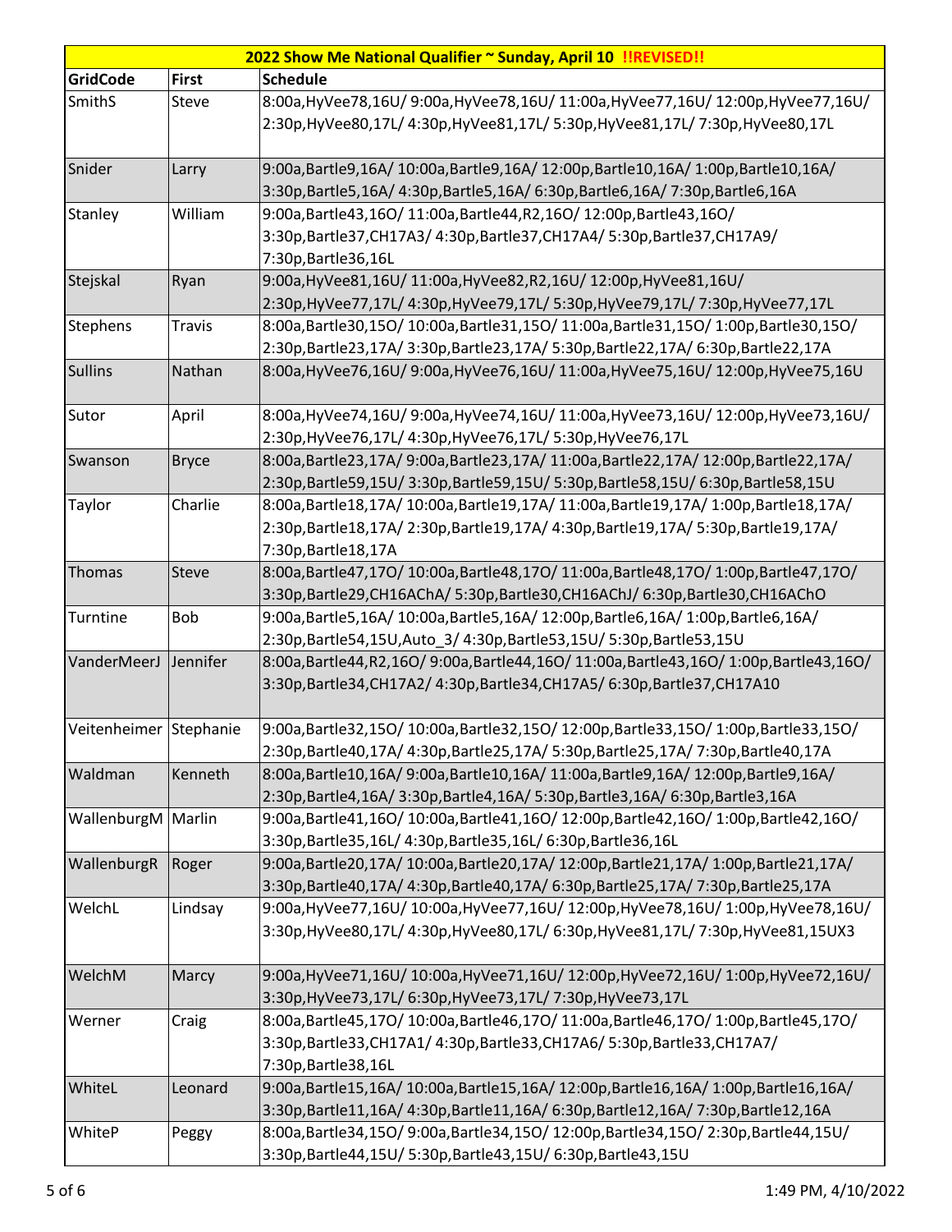| 2022 Show Me National Qualifier ~ Sunday, April 10 !!REVISED!! | | |
|---|---|---|
| **GridCode** | **First** | **Schedule** |
| SmithS | Steve | 8:00a,HyVee78,16U/ 9:00a,HyVee78,16U/ 11:00a,HyVee77,16U/ 12:00p,HyVee77,16U/ 2:30p,HyVee80,17L/ 4:30p,HyVee81,17L/ 5:30p,HyVee81,17L/ 7:30p,HyVee80,17L |
| Snider | Larry | 9:00a,Bartle9,16A/ 10:00a,Bartle9,16A/ 12:00p,Bartle10,16A/ 1:00p,Bartle10,16A/ 3:30p,Bartle5,16A/ 4:30p,Bartle5,16A/ 6:30p,Bartle6,16A/ 7:30p,Bartle6,16A |
| Stanley | William | 9:00a,Bartle43,16O/ 11:00a,Bartle44,R2,16O/ 12:00p,Bartle43,16O/ 3:30p,Bartle37,CH17A3/ 4:30p,Bartle37,CH17A4/ 5:30p,Bartle37,CH17A9/ 7:30p,Bartle36,16L |
| Stejskal | Ryan | 9:00a,HyVee81,16U/ 11:00a,HyVee82,R2,16U/ 12:00p,HyVee81,16U/ 2:30p,HyVee77,17L/ 4:30p,HyVee79,17L/ 5:30p,HyVee79,17L/ 7:30p,HyVee77,17L |
| Stephens | Travis | 8:00a,Bartle30,15O/ 10:00a,Bartle31,15O/ 11:00a,Bartle31,15O/ 1:00p,Bartle30,15O/ 2:30p,Bartle23,17A/ 3:30p,Bartle23,17A/ 5:30p,Bartle22,17A/ 6:30p,Bartle22,17A |
| Sullins | Nathan | 8:00a,HyVee76,16U/ 9:00a,HyVee76,16U/ 11:00a,HyVee75,16U/ 12:00p,HyVee75,16U |
| Sutor | April | 8:00a,HyVee74,16U/ 9:00a,HyVee74,16U/ 11:00a,HyVee73,16U/ 12:00p,HyVee73,16U/ 2:30p,HyVee76,17L/ 4:30p,HyVee76,17L/ 5:30p,HyVee76,17L |
| Swanson | Bryce | 8:00a,Bartle23,17A/ 9:00a,Bartle23,17A/ 11:00a,Bartle22,17A/ 12:00p,Bartle22,17A/ 2:30p,Bartle59,15U/ 3:30p,Bartle59,15U/ 5:30p,Bartle58,15U/ 6:30p,Bartle58,15U |
| Taylor | Charlie | 8:00a,Bartle18,17A/ 10:00a,Bartle19,17A/ 11:00a,Bartle19,17A/ 1:00p,Bartle18,17A/ 2:30p,Bartle18,17A/ 2:30p,Bartle19,17A/ 4:30p,Bartle19,17A/ 5:30p,Bartle19,17A/ 7:30p,Bartle18,17A |
| Thomas | Steve | 8:00a,Bartle47,17O/ 10:00a,Bartle48,17O/ 11:00a,Bartle48,17O/ 1:00p,Bartle47,17O/ 3:30p,Bartle29,CH16AChA/ 5:30p,Bartle30,CH16AChJ/ 6:30p,Bartle30,CH16AChO |
| Turntine | Bob | 9:00a,Bartle5,16A/ 10:00a,Bartle5,16A/ 12:00p,Bartle6,16A/ 1:00p,Bartle6,16A/ 2:30p,Bartle54,15U,Auto_3/ 4:30p,Bartle53,15U/ 5:30p,Bartle53,15U |
| VanderMeerJ | Jennifer | 8:00a,Bartle44,R2,16O/ 9:00a,Bartle44,16O/ 11:00a,Bartle43,16O/ 1:00p,Bartle43,16O/ 3:30p,Bartle34,CH17A2/ 4:30p,Bartle34,CH17A5/ 6:30p,Bartle37,CH17A10 |
| Veitenheimer | Stephanie | 9:00a,Bartle32,15O/ 10:00a,Bartle32,15O/ 12:00p,Bartle33,15O/ 1:00p,Bartle33,15O/ 2:30p,Bartle40,17A/ 4:30p,Bartle25,17A/ 5:30p,Bartle25,17A/ 7:30p,Bartle40,17A |
| Waldman | Kenneth | 8:00a,Bartle10,16A/ 9:00a,Bartle10,16A/ 11:00a,Bartle9,16A/ 12:00p,Bartle9,16A/ 2:30p,Bartle4,16A/ 3:30p,Bartle4,16A/ 5:30p,Bartle3,16A/ 6:30p,Bartle3,16A |
| WallenburgM | Marlin | 9:00a,Bartle41,16O/ 10:00a,Bartle41,16O/ 12:00p,Bartle42,16O/ 1:00p,Bartle42,16O/ 3:30p,Bartle35,16L/ 4:30p,Bartle35,16L/ 6:30p,Bartle36,16L |
| WallenburgR | Roger | 9:00a,Bartle20,17A/ 10:00a,Bartle20,17A/ 12:00p,Bartle21,17A/ 1:00p,Bartle21,17A/ 3:30p,Bartle40,17A/ 4:30p,Bartle40,17A/ 6:30p,Bartle25,17A/ 7:30p,Bartle25,17A |
| WelchL | Lindsay | 9:00a,HyVee77,16U/ 10:00a,HyVee77,16U/ 12:00p,HyVee78,16U/ 1:00p,HyVee78,16U/ 3:30p,HyVee80,17L/ 4:30p,HyVee80,17L/ 6:30p,HyVee81,17L/ 7:30p,HyVee81,15UX3 |
| WelchM | Marcy | 9:00a,HyVee71,16U/ 10:00a,HyVee71,16U/ 12:00p,HyVee72,16U/ 1:00p,HyVee72,16U/ 3:30p,HyVee73,17L/ 6:30p,HyVee73,17L/ 7:30p,HyVee73,17L |
| Werner | Craig | 8:00a,Bartle45,17O/ 10:00a,Bartle46,17O/ 11:00a,Bartle46,17O/ 1:00p,Bartle45,17O/ 3:30p,Bartle33,CH17A1/ 4:30p,Bartle33,CH17A6/ 5:30p,Bartle33,CH17A7/ 7:30p,Bartle38,16L |
| WhiteL | Leonard | 9:00a,Bartle15,16A/ 10:00a,Bartle15,16A/ 12:00p,Bartle16,16A/ 1:00p,Bartle16,16A/ 3:30p,Bartle11,16A/ 4:30p,Bartle11,16A/ 6:30p,Bartle12,16A/ 7:30p,Bartle12,16A |
| WhiteP | Peggy | 8:00a,Bartle34,15O/ 9:00a,Bartle34,15O/ 12:00p,Bartle34,15O/ 2:30p,Bartle44,15U/ 3:30p,Bartle44,15U/ 5:30p,Bartle43,15U/ 6:30p,Bartle43,15U |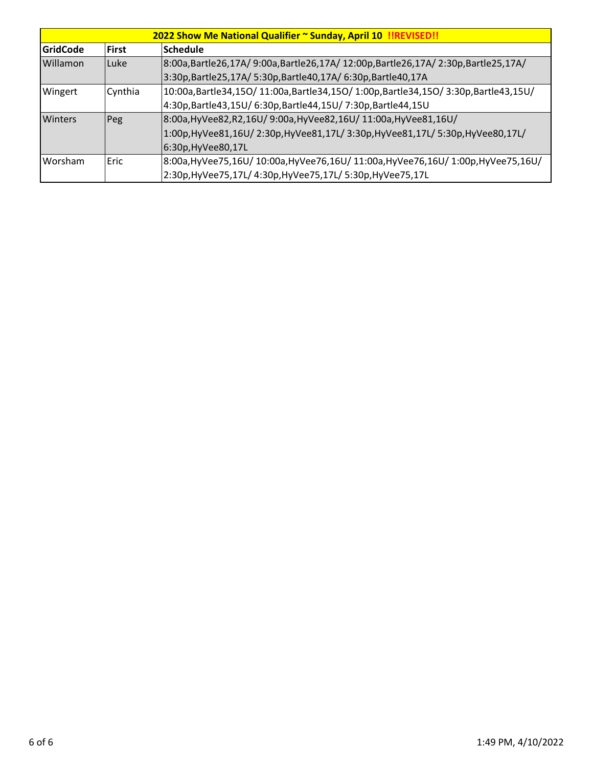| 2022 Show Me National Qualifier ~ Sunday, April 10 **!!REVISED!!** | | |
|---|---|---|
| **GridCode** | **First** | **Schedule** |
| Willamon | Luke | 8:00a,Bartle26,17A/ 9:00a,Bartle26,17A/ 12:00p,Bartle26,17A/ 2:30p,Bartle25,17A/ 3:30p,Bartle25,17A/ 5:30p,Bartle40,17A/ 6:30p,Bartle40,17A |
| Wingert | Cynthia | 10:00a,Bartle34,15O/ 11:00a,Bartle34,15O/ 1:00p,Bartle34,15O/ 3:30p,Bartle43,15U/ 4:30p,Bartle43,15U/ 6:30p,Bartle44,15U/ 7:30p,Bartle44,15U |
| Winters | Peg | 8:00a,HyVee82,R2,16U/ 9:00a,HyVee82,16U/ 11:00a,HyVee81,16U/ 1:00p,HyVee81,16U/ 2:30p,HyVee81,17L/ 3:30p,HyVee81,17L/ 5:30p,HyVee80,17L/ 6:30p,HyVee80,17L |
| Worsham | Eric | 8:00a,HyVee75,16U/ 10:00a,HyVee76,16U/ 11:00a,HyVee76,16U/ 1:00p,HyVee75,16U/ 2:30p,HyVee75,17L/ 4:30p,HyVee75,17L/ 5:30p,HyVee75,17L |

1:49 PM, 4/10/2022